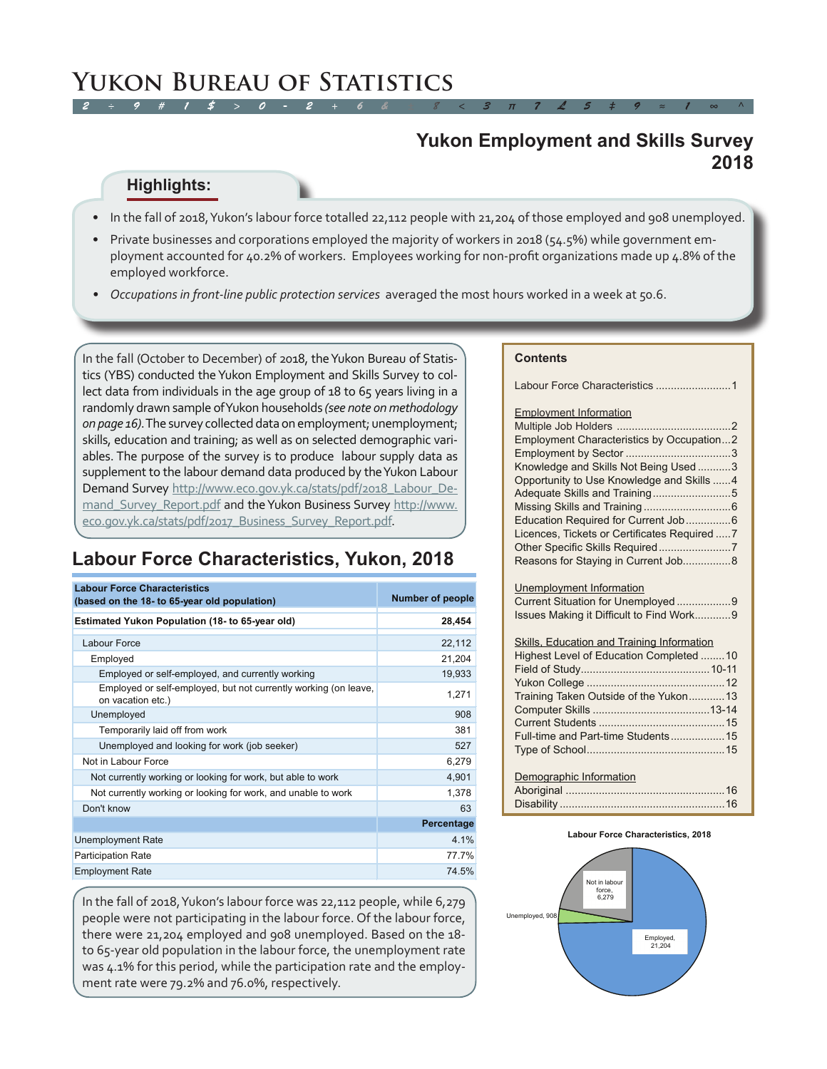# Yukon Bureau of Statistics

## Yukon Employment and Skills Survey 2018

### Highlights:

- In the fall of 2018, Yukon's labour force totalled 22,112 people with 21,204 of those employed and 908 unemployed.
- Private businesses and corporations employed the majority of workers in 2018 (54.5%) while government employment accounted for 40.2% of workers. Employees working for non-profit organizations made up 4.8% of the employed workforce.
- *Occupations in front-line public protection services* averaged the most hours worked in a week at 50.6.

In the fall (October to December) of 2018, the Yukon Bureau of Statistics (YBS) conducted the Yukon Employment and Skills Survey to collect data from individuals in the age group of 18 to 65 years living in a randomly drawn sample of Yukon households *(see note on methodology on page 16)*. The survey collected data on employment; unemployment; skills, education and training; as well as on selected demographic variables. The purpose of the survey is to produce labour supply data as supplement to the labour demand data produced by the Yukon Labour Demand Survey http://www.eco.gov.yk.ca/stats/pdf/2018_Labour_Demand_Survey_Report.pdf and the Yukon Business Survey http://www.eco.gov.yk.ca/stats/pdf/2017_Business_Survey_Report.pdf.

**Contents**

Labour Force Characteristics ......................... 1

Employment Information
- Multiple Job Holders ..................................... 2
- Employment Characteristics by Occupation ... 2
- Employment by Sector ................................... 3
- Knowledge and Skills Not Being Used ........... 3
- Opportunity to Use Knowledge and Skills ...... 4
- Adequate Skills and Training .......................... 5
- Missing Skills and Training ............................ 6
- Education Required for Current Job ............... 6
- Licences, Tickets or Certificates Required ..... 7
- Other Specific Skills Required ........................ 7
- Reasons for Staying in Current Job ................ 8

Unemployment Information
- Current Situation for Unemployed .................. 9
- Issues Making it Difficult to Find Work ............ 9

Skills, Education and Training Information
- Highest Level of Education Completed ........ 10
- Field of Study ........................................... 10-11
- Yukon College .............................................. 12
- Training Taken Outside of the Yukon ............ 13
- Computer Skills ....................................... 13-14
- Current Students .......................................... 15
- Full-time and Part-time Students .................. 15
- Type of School ............................................. 15

Demographic Information
- Aboriginal .................................................... 16
- Disability ...................................................... 16

## Labour Force Characteristics, Yukon, 2018

| Labour Force Characteristics (based on the 18- to 65-year old population) | Number of people |
|---|---|
| **Estimated Yukon Population (18- to 65-year old)** | **28,454** |
| Labour Force | 22,112 |
| Employed | 21,204 |
| Employed or self-employed, and currently working | 19,933 |
| Employed or self-employed, but not currently working (on leave, on vacation etc.) | 1,271 |
| Unemployed | 908 |
| Temporarily laid off from work | 381 |
| Unemployed and looking for work (job seeker) | 527 |
| Not in Labour Force | 6,279 |
| Not currently working or looking for work, but able to work | 4,901 |
| Not currently working or looking for work, and unable to work | 1,378 |
| Don't know | 63 |
| | **Percentage** |
| Unemployment Rate | 4.1% |
| Participation Rate | 77.7% |
| Employment Rate | 74.5% |

In the fall of 2018, Yukon's labour force was 22,112 people, while 6,279 people were not participating in the labour force. Of the labour force, there were 21,204 employed and 908 unemployed. Based on the 18- to 65-year old population in the labour force, the unemployment rate was 4.1% for this period, while the participation rate and the employment rate were 79.2% and 76.0%, respectively.

**Labour Force Characteristics, 2018**

Employed, 21,204; Unemployed, 908; Not in labour force, 6,279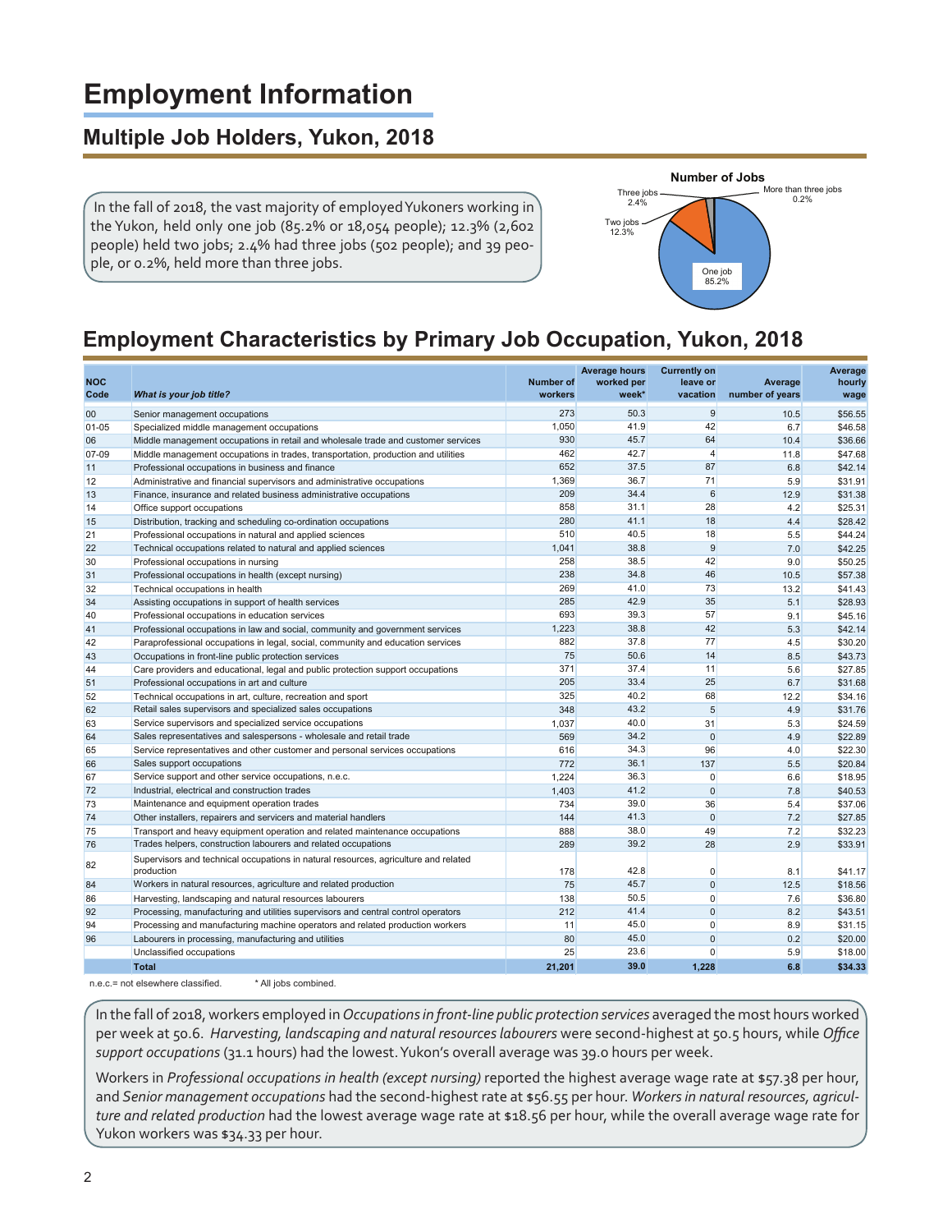# Employment Information

## Multiple Job Holders, Yukon, 2018

In the fall of 2018, the vast majority of employed Yukoners working in the Yukon, held only one job (85.2% or 18,054 people); 12.3% (2,602 people) held two jobs; 2.4% had three jobs (502 people); and 39 people, or 0.2%, held more than three jobs.

**Number of Jobs**

- One job 85.2%
- Two jobs 12.3%
- Three jobs 2.4%
- More than three jobs 0.2%

## Employment Characteristics by Primary Job Occupation, Yukon, 2018

| NOC Code | *What is your job title?* | Number of workers | Average hours worked per week* | Currently on leave or vacation | Average number of years | Average hourly wage |
|---|---|---|---|---|---|---|
| 00 | Senior management occupations | 273 | 50.3 | 9 | 10.5 | $56.55 |
| 01-05 | Specialized middle management occupations | 1,050 | 41.9 | 42 | 6.7 | $46.58 |
| 06 | Middle management occupations in retail and wholesale trade and customer services | 930 | 45.7 | 64 | 10.4 | $36.66 |
| 07-09 | Middle management occupations in trades, transportation, production and utilities | 462 | 42.7 | 4 | 11.8 | $47.68 |
| 11 | Professional occupations in business and finance | 652 | 37.5 | 87 | 6.8 | $42.14 |
| 12 | Administrative and financial supervisors and administrative occupations | 1,369 | 36.7 | 71 | 5.9 | $31.91 |
| 13 | Finance, insurance and related business administrative occupations | 209 | 34.4 | 6 | 12.9 | $31.38 |
| 14 | Office support occupations | 858 | 31.1 | 28 | 4.2 | $25.31 |
| 15 | Distribution, tracking and scheduling co-ordination occupations | 280 | 41.1 | 18 | 4.4 | $28.42 |
| 21 | Professional occupations in natural and applied sciences | 510 | 40.5 | 18 | 5.5 | $44.24 |
| 22 | Technical occupations related to natural and applied sciences | 1,041 | 38.8 | 9 | 7.0 | $42.25 |
| 30 | Professional occupations in nursing | 258 | 38.5 | 42 | 9.0 | $50.25 |
| 31 | Professional occupations in health (except nursing) | 238 | 34.8 | 46 | 10.5 | $57.38 |
| 32 | Technical occupations in health | 269 | 41.0 | 73 | 13.2 | $41.43 |
| 34 | Assisting occupations in support of health services | 285 | 42.9 | 35 | 5.1 | $28.93 |
| 40 | Professional occupations in education services | 693 | 39.3 | 57 | 9.1 | $45.16 |
| 41 | Professional occupations in law and social, community and government services | 1,223 | 38.8 | 42 | 5.3 | $42.14 |
| 42 | Paraprofessional occupations in legal, social, community and education services | 882 | 37.8 | 77 | 4.5 | $30.20 |
| 43 | Occupations in front-line public protection services | 75 | 50.6 | 14 | 8.5 | $43.73 |
| 44 | Care providers and educational, legal and public protection support occupations | 371 | 37.4 | 11 | 5.6 | $27.85 |
| 51 | Professional occupations in art and culture | 205 | 33.4 | 25 | 6.7 | $31.68 |
| 52 | Technical occupations in art, culture, recreation and sport | 325 | 40.2 | 68 | 12.2 | $34.16 |
| 62 | Retail sales supervisors and specialized sales occupations | 348 | 43.2 | 5 | 4.9 | $31.76 |
| 63 | Service supervisors and specialized service occupations | 1,037 | 40.0 | 31 | 5.3 | $24.59 |
| 64 | Sales representatives and salespersons - wholesale and retail trade | 569 | 34.2 | 0 | 4.9 | $22.89 |
| 65 | Service representatives and other customer and personal services occupations | 616 | 34.3 | 96 | 4.0 | $22.30 |
| 66 | Sales support occupations | 772 | 36.1 | 137 | 5.5 | $20.84 |
| 67 | Service support and other service occupations, n.e.c. | 1,224 | 36.3 | 0 | 6.6 | $18.95 |
| 72 | Industrial, electrical and construction trades | 1,403 | 41.2 | 0 | 7.8 | $40.53 |
| 73 | Maintenance and equipment operation trades | 734 | 39.0 | 36 | 5.4 | $37.06 |
| 74 | Other installers, repairers and servicers and material handlers | 144 | 41.3 | 0 | 7.2 | $27.85 |
| 75 | Transport and heavy equipment operation and related maintenance occupations | 888 | 38.0 | 49 | 7.2 | $32.23 |
| 76 | Trades helpers, construction labourers and related occupations | 289 | 39.2 | 28 | 2.9 | $33.91 |
| 82 | Supervisors and technical occupations in natural resources, agriculture and related production | 178 | 42.8 | 0 | 8.1 | $41.17 |
| 84 | Workers in natural resources, agriculture and related production | 75 | 45.7 | 0 | 12.5 | $18.56 |
| 86 | Harvesting, landscaping and natural resources labourers | 138 | 50.5 | 0 | 7.6 | $36.80 |
| 92 | Processing, manufacturing and utilities supervisors and central control operators | 212 | 41.4 | 0 | 8.2 | $43.51 |
| 94 | Processing and manufacturing machine operators and related production workers | 11 | 45.0 | 0 | 8.9 | $31.15 |
| 96 | Labourers in processing, manufacturing and utilities | 80 | 45.0 | 0 | 0.2 | $20.00 |
| | Unclassified occupations | 25 | 23.6 | 0 | 5.9 | $18.00 |
| | **Total** | **21,201** | **39.0** | **1,228** | **6.8** | **$34.33** |

n.e.c.= not elsewhere classified. * All jobs combined.

In the fall of 2018, workers employed in *Occupations in front-line public protection services* averaged the most hours worked per week at 50.6. *Harvesting, landscaping and natural resources labourers* were second-highest at 50.5 hours, while *Office support occupations* (31.1 hours) had the lowest. Yukon's overall average was 39.0 hours per week.

Workers in *Professional occupations in health (except nursing)* reported the highest average wage rate at $57.38 per hour, and *Senior management occupations* had the second-highest rate at $56.55 per hour. *Workers in natural resources, agriculture and related production* had the lowest average wage rate at $18.56 per hour, while the overall average wage rate for Yukon workers was $34.33 per hour.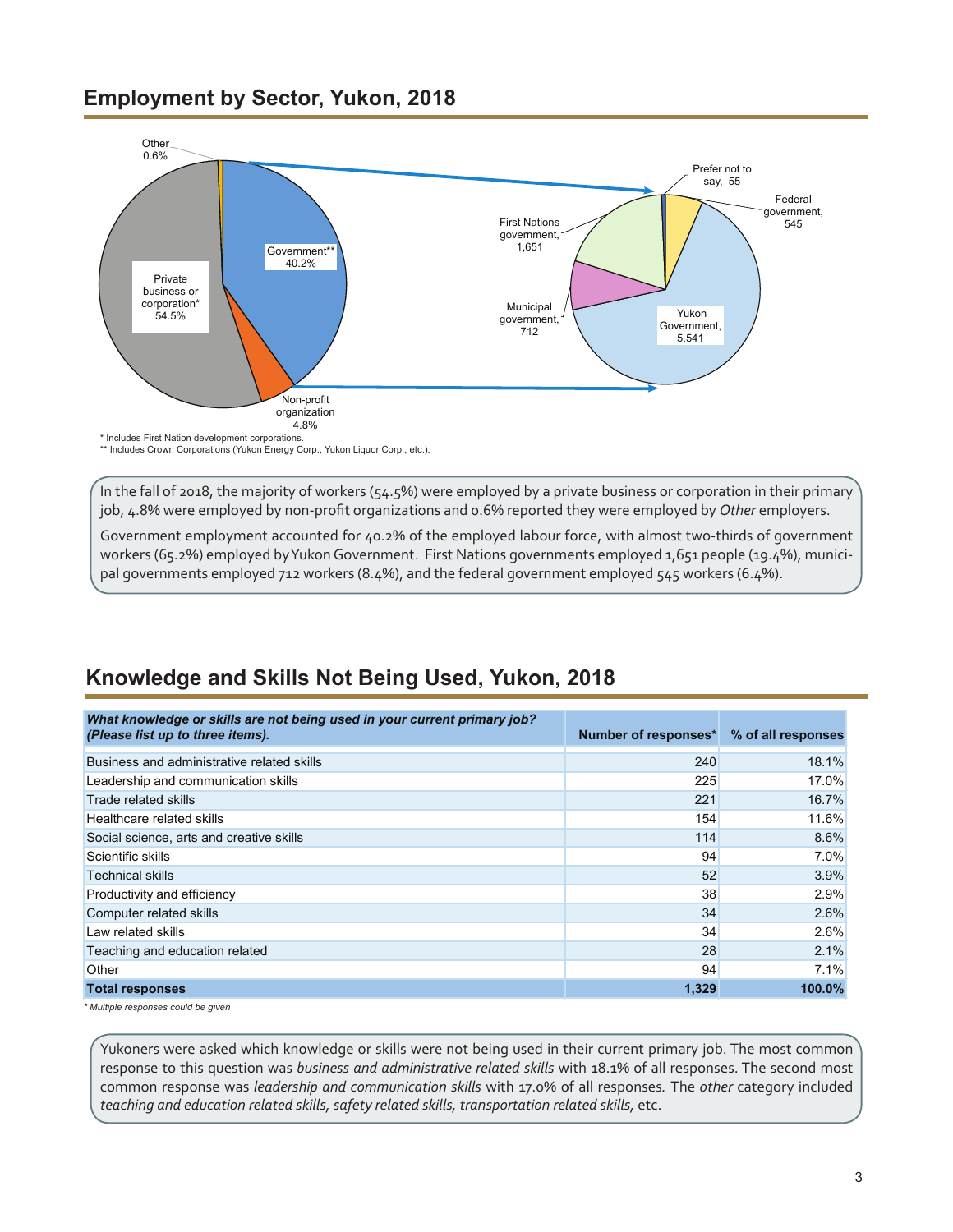## Employment by Sector, Yukon, 2018

Other 0.6%

Government** 40.2%

Private business or corporation* 54.5%

Non-profit organization 4.8%

Prefer not to say, 55

Federal government, 545

First Nations government, 1,651

Municipal government, 712

Yukon Government, 5,541

\* Includes First Nation development corporations.

\*\* Includes Crown Corporations (Yukon Energy Corp., Yukon Liquor Corp., etc.).

In the fall of 2018, the majority of workers (54.5%) were employed by a private business or corporation in their primary job, 4.8% were employed by non-profit organizations and 0.6% reported they were employed by *Other* employers.

Government employment accounted for 40.2% of the employed labour force, with almost two-thirds of government workers (65.2%) employed by Yukon Government. First Nations governments employed 1,651 people (19.4%), municipal governments employed 712 workers (8.4%), and the federal government employed 545 workers (6.4%).

## Knowledge and Skills Not Being Used, Yukon, 2018

| ***What knowledge or skills are not being used in your current primary job? (Please list up to three items).*** | **Number of responses*** | **% of all responses** |
|---|---|---|
| Business and administrative related skills | 240 | 18.1% |
| Leadership and communication skills | 225 | 17.0% |
| Trade related skills | 221 | 16.7% |
| Healthcare related skills | 154 | 11.6% |
| Social science, arts and creative skills | 114 | 8.6% |
| Scientific skills | 94 | 7.0% |
| Technical skills | 52 | 3.9% |
| Productivity and efficiency | 38 | 2.9% |
| Computer related skills | 34 | 2.6% |
| Law related skills | 34 | 2.6% |
| Teaching and education related | 28 | 2.1% |
| Other | 94 | 7.1% |
| **Total responses** | **1,329** | **100.0%** |

*\* Multiple responses could be given*

Yukoners were asked which knowledge or skills were not being used in their current primary job. The most common response to this question was *business and administrative related skills* with 18.1% of all responses. The second most common response was *leadership and communication skills* with 17.0% of all responses. The *other* category included *teaching and education related skills, safety related skills, transportation related skills,* etc.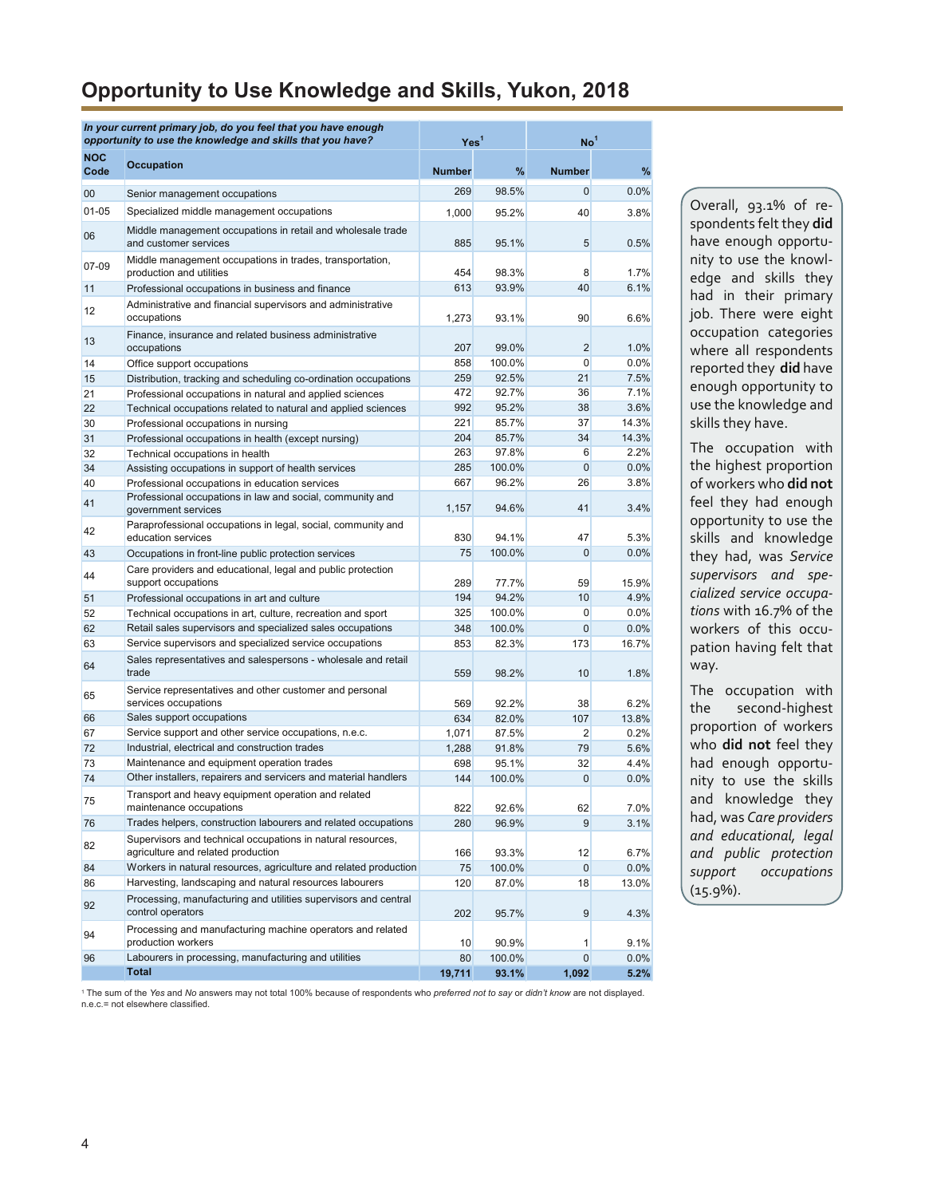# Opportunity to Use Knowledge and Skills, Yukon, 2018

| *In your current primary job, do you feel that you have enough opportunity to use the knowledge and skills that you have?* | | Yes[1] | | No[1] | |
|---|---|---|---|---|---|
| **NOC Code** | **Occupation** | **Number** | **%** | **Number** | **%** |
| 00 | Senior management occupations | 269 | 98.5% | 0 | 0.0% |
| 01-05 | Specialized middle management occupations | 1,000 | 95.2% | 40 | 3.8% |
| 06 | Middle management occupations in retail and wholesale trade and customer services | 885 | 95.1% | 5 | 0.5% |
| 07-09 | Middle management occupations in trades, transportation, production and utilities | 454 | 98.3% | 8 | 1.7% |
| 11 | Professional occupations in business and finance | 613 | 93.9% | 40 | 6.1% |
| 12 | Administrative and financial supervisors and administrative occupations | 1,273 | 93.1% | 90 | 6.6% |
| 13 | Finance, insurance and related business administrative occupations | 207 | 99.0% | 2 | 1.0% |
| 14 | Office support occupations | 858 | 100.0% | 0 | 0.0% |
| 15 | Distribution, tracking and scheduling co-ordination occupations | 259 | 92.5% | 21 | 7.5% |
| 21 | Professional occupations in natural and applied sciences | 472 | 92.7% | 36 | 7.1% |
| 22 | Technical occupations related to natural and applied sciences | 992 | 95.2% | 38 | 3.6% |
| 30 | Professional occupations in nursing | 221 | 85.7% | 37 | 14.3% |
| 31 | Professional occupations in health (except nursing) | 204 | 85.7% | 34 | 14.3% |
| 32 | Technical occupations in health | 263 | 97.8% | 6 | 2.2% |
| 34 | Assisting occupations in support of health services | 285 | 100.0% | 0 | 0.0% |
| 40 | Professional occupations in education services | 667 | 96.2% | 26 | 3.8% |
| 41 | Professional occupations in law and social, community and government services | 1,157 | 94.6% | 41 | 3.4% |
| 42 | Paraprofessional occupations in legal, social, community and education services | 830 | 94.1% | 47 | 5.3% |
| 43 | Occupations in front-line public protection services | 75 | 100.0% | 0 | 0.0% |
| 44 | Care providers and educational, legal and public protection support occupations | 289 | 77.7% | 59 | 15.9% |
| 51 | Professional occupations in art and culture | 194 | 94.2% | 10 | 4.9% |
| 52 | Technical occupations in art, culture, recreation and sport | 325 | 100.0% | 0 | 0.0% |
| 62 | Retail sales supervisors and specialized sales occupations | 348 | 100.0% | 0 | 0.0% |
| 63 | Service supervisors and specialized service occupations | 853 | 82.3% | 173 | 16.7% |
| 64 | Sales representatives and salespersons - wholesale and retail trade | 559 | 98.2% | 10 | 1.8% |
| 65 | Service representatives and other customer and personal services occupations | 569 | 92.2% | 38 | 6.2% |
| 66 | Sales support occupations | 634 | 82.0% | 107 | 13.8% |
| 67 | Service support and other service occupations, n.e.c. | 1,071 | 87.5% | 2 | 0.2% |
| 72 | Industrial, electrical and construction trades | 1,288 | 91.8% | 79 | 5.6% |
| 73 | Maintenance and equipment operation trades | 698 | 95.1% | 32 | 4.4% |
| 74 | Other installers, repairers and servicers and material handlers | 144 | 100.0% | 0 | 0.0% |
| 75 | Transport and heavy equipment operation and related maintenance occupations | 822 | 92.6% | 62 | 7.0% |
| 76 | Trades helpers, construction labourers and related occupations | 280 | 96.9% | 9 | 3.1% |
| 82 | Supervisors and technical occupations in natural resources, agriculture and related production | 166 | 93.3% | 12 | 6.7% |
| 84 | Workers in natural resources, agriculture and related production | 75 | 100.0% | 0 | 0.0% |
| 86 | Harvesting, landscaping and natural resources labourers | 120 | 87.0% | 18 | 13.0% |
| 92 | Processing, manufacturing and utilities supervisors and central control operators | 202 | 95.7% | 9 | 4.3% |
| 94 | Processing and manufacturing machine operators and related production workers | 10 | 90.9% | 1 | 9.1% |
| 96 | Labourers in processing, manufacturing and utilities | 80 | 100.0% | 0 | 0.0% |
| | **Total** | **19,711** | **93.1%** | **1,092** | **5.2%** |

[1] The sum of the *Yes* and *No* answers may not total 100% because of respondents who *preferred not to say* or *didn't know* are not displayed.
n.e.c.= not elsewhere classified.

Overall, 93.1% of respondents felt they **did** have enough opportunity to use the knowledge and skills they had in their primary job. There were eight occupation categories where all respondents reported they **did** have enough opportunity to use the knowledge and skills they have.

The occupation with the highest proportion of workers who **did not** feel they had enough opportunity to use the skills and knowledge they had, was *Service supervisors and specialized service occupations* with 16.7% of the workers of this occupation having felt that way.

The occupation with the second-highest proportion of workers who **did not** feel they had enough opportunity to use the skills and knowledge they had, was *Care providers and educational, legal and public protection support occupations* (15.9%).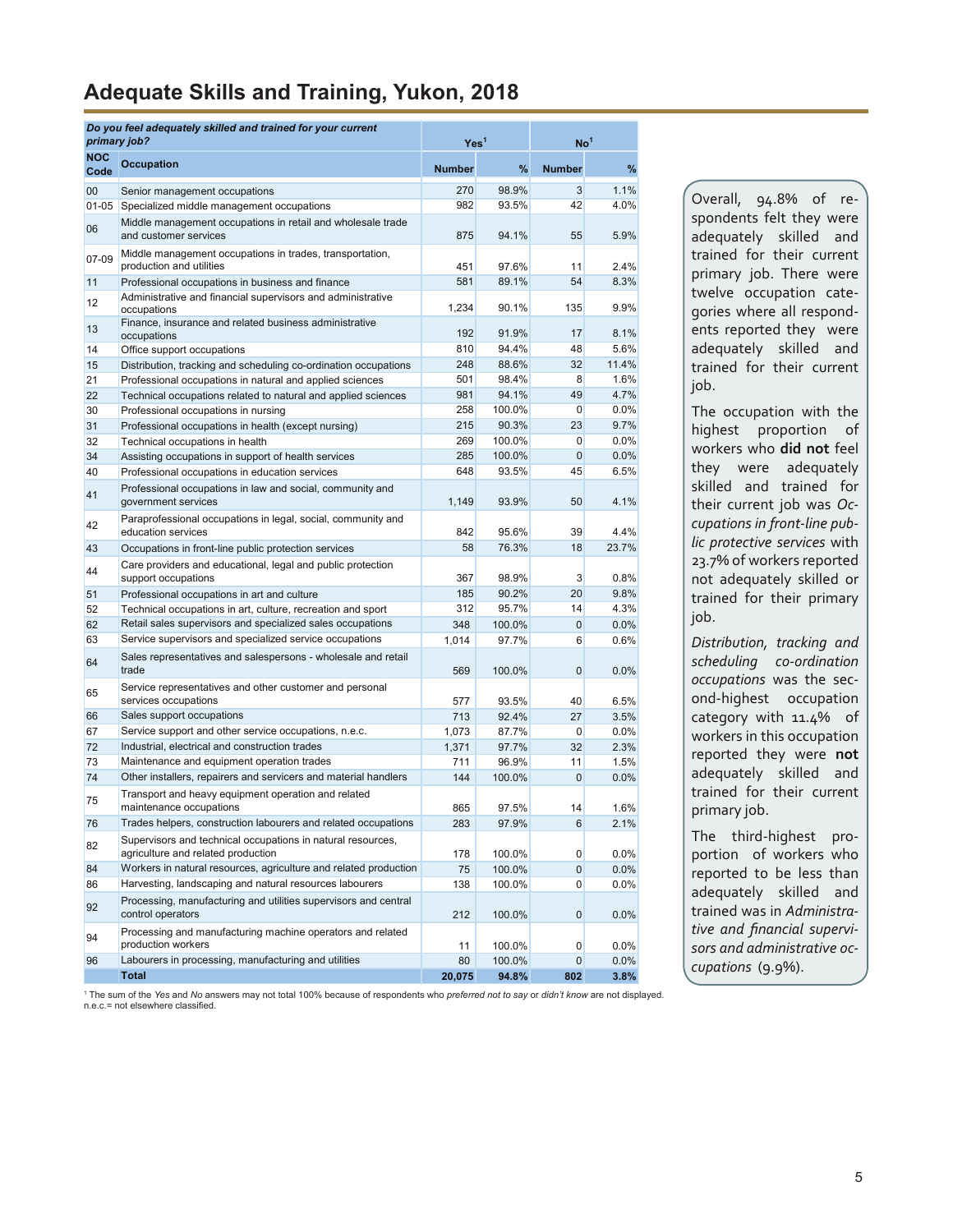# Adequate Skills and Training, Yukon, 2018

| *Do you feel adequately skilled and trained for your current primary job?* | | Yes[1] | | No[1] | |
|---|---|---|---|---|---|
| **NOC Code** | **Occupation** | **Number** | **%** | **Number** | **%** |
| 00 | Senior management occupations | 270 | 98.9% | 3 | 1.1% |
| 01-05 | Specialized middle management occupations | 982 | 93.5% | 42 | 4.0% |
| 06 | Middle management occupations in retail and wholesale trade and customer services | 875 | 94.1% | 55 | 5.9% |
| 07-09 | Middle management occupations in trades, transportation, production and utilities | 451 | 97.6% | 11 | 2.4% |
| 11 | Professional occupations in business and finance | 581 | 89.1% | 54 | 8.3% |
| 12 | Administrative and financial supervisors and administrative occupations | 1,234 | 90.1% | 135 | 9.9% |
| 13 | Finance, insurance and related business administrative occupations | 192 | 91.9% | 17 | 8.1% |
| 14 | Office support occupations | 810 | 94.4% | 48 | 5.6% |
| 15 | Distribution, tracking and scheduling co-ordination occupations | 248 | 88.6% | 32 | 11.4% |
| 21 | Professional occupations in natural and applied sciences | 501 | 98.4% | 8 | 1.6% |
| 22 | Technical occupations related to natural and applied sciences | 981 | 94.1% | 49 | 4.7% |
| 30 | Professional occupations in nursing | 258 | 100.0% | 0 | 0.0% |
| 31 | Professional occupations in health (except nursing) | 215 | 90.3% | 23 | 9.7% |
| 32 | Technical occupations in health | 269 | 100.0% | 0 | 0.0% |
| 34 | Assisting occupations in support of health services | 285 | 100.0% | 0 | 0.0% |
| 40 | Professional occupations in education services | 648 | 93.5% | 45 | 6.5% |
| 41 | Professional occupations in law and social, community and government services | 1,149 | 93.9% | 50 | 4.1% |
| 42 | Paraprofessional occupations in legal, social, community and education services | 842 | 95.6% | 39 | 4.4% |
| 43 | Occupations in front-line public protection services | 58 | 76.3% | 18 | 23.7% |
| 44 | Care providers and educational, legal and public protection support occupations | 367 | 98.9% | 3 | 0.8% |
| 51 | Professional occupations in art and culture | 185 | 90.2% | 20 | 9.8% |
| 52 | Technical occupations in art, culture, recreation and sport | 312 | 95.7% | 14 | 4.3% |
| 62 | Retail sales supervisors and specialized sales occupations | 348 | 100.0% | 0 | 0.0% |
| 63 | Service supervisors and specialized service occupations | 1,014 | 97.7% | 6 | 0.6% |
| 64 | Sales representatives and salespersons - wholesale and retail trade | 569 | 100.0% | 0 | 0.0% |
| 65 | Service representatives and other customer and personal services occupations | 577 | 93.5% | 40 | 6.5% |
| 66 | Sales support occupations | 713 | 92.4% | 27 | 3.5% |
| 67 | Service support and other service occupations, n.e.c. | 1,073 | 87.7% | 0 | 0.0% |
| 72 | Industrial, electrical and construction trades | 1,371 | 97.7% | 32 | 2.3% |
| 73 | Maintenance and equipment operation trades | 711 | 96.9% | 11 | 1.5% |
| 74 | Other installers, repairers and servicers and material handlers | 144 | 100.0% | 0 | 0.0% |
| 75 | Transport and heavy equipment operation and related maintenance occupations | 865 | 97.5% | 14 | 1.6% |
| 76 | Trades helpers, construction labourers and related occupations | 283 | 97.9% | 6 | 2.1% |
| 82 | Supervisors and technical occupations in natural resources, agriculture and related production | 178 | 100.0% | 0 | 0.0% |
| 84 | Workers in natural resources, agriculture and related production | 75 | 100.0% | 0 | 0.0% |
| 86 | Harvesting, landscaping and natural resources labourers | 138 | 100.0% | 0 | 0.0% |
| 92 | Processing, manufacturing and utilities supervisors and central control operators | 212 | 100.0% | 0 | 0.0% |
| 94 | Processing and manufacturing machine operators and related production workers | 11 | 100.0% | 0 | 0.0% |
| 96 | Labourers in processing, manufacturing and utilities | 80 | 100.0% | 0 | 0.0% |
| | **Total** | **20,075** | **94.8%** | **802** | **3.8%** |

[1] The sum of the *Yes* and *No* answers may not total 100% because of respondents who *preferred not to say* or *didn't know* are not displayed.
n.e.c.= not elsewhere classified.

Overall, 94.8% of respondents felt they were adequately skilled and trained for their current primary job. There were twelve occupation categories where all respondents reported they were adequately skilled and trained for their current job.

The occupation with the highest proportion of workers who **did not** feel they were adequately skilled and trained for their current job was *Occupations in front-line public protective services* with 23.7% of workers reported not adequately skilled or trained for their primary job.

*Distribution, tracking and scheduling co-ordination occupations* was the second-highest occupation category with 11.4% of workers in this occupation reported they were **not** adequately skilled and trained for their current primary job.

The third-highest proportion of workers who reported to be less than adequately skilled and trained was in *Administrative and financial supervisors and administrative occupations* (9.9%).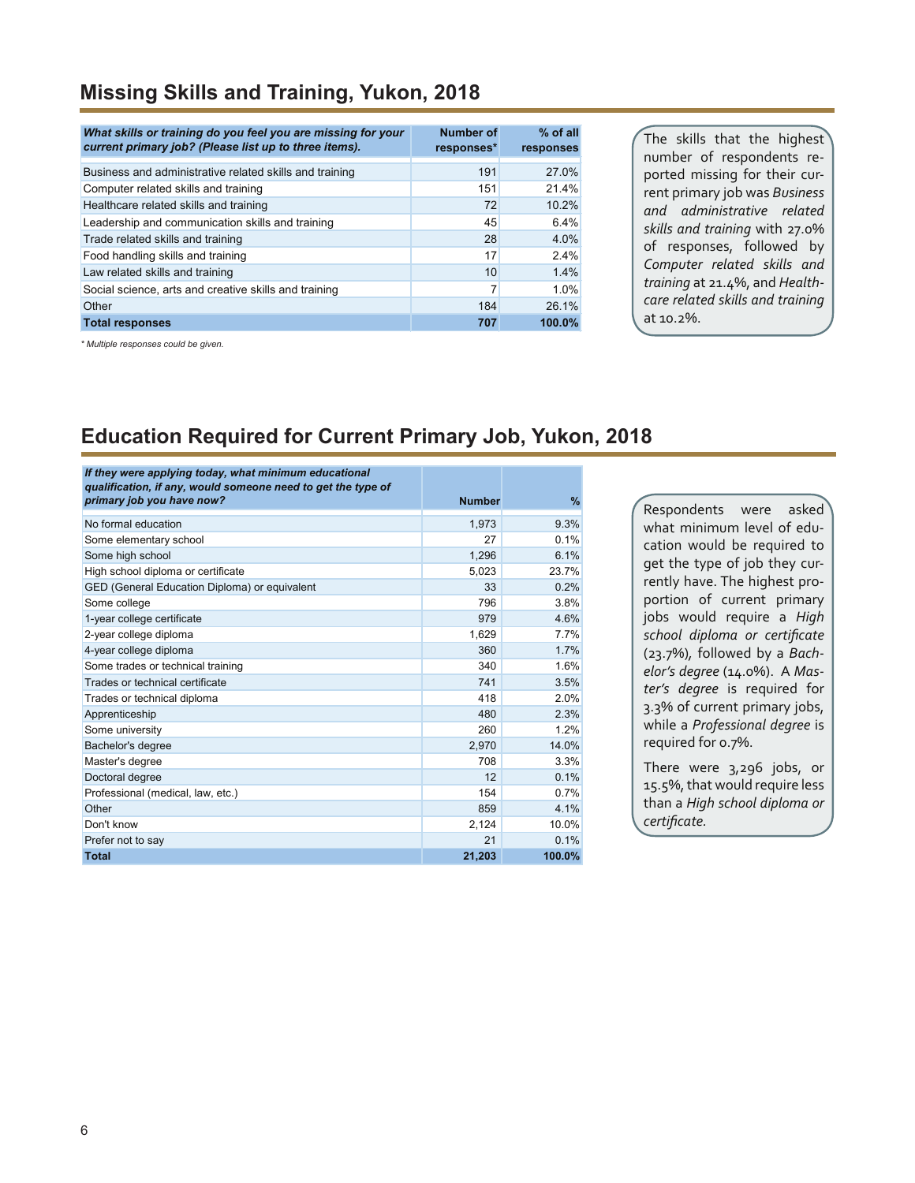## Missing Skills and Training, Yukon, 2018

| *What skills or training do you feel you are missing for your current primary job? (Please list up to three items).* | Number of responses* | % of all responses |
|---|---|---|
| Business and administrative related skills and training | 191 | 27.0% |
| Computer related skills and training | 151 | 21.4% |
| Healthcare related skills and training | 72 | 10.2% |
| Leadership and communication skills and training | 45 | 6.4% |
| Trade related skills and training | 28 | 4.0% |
| Food handling skills and training | 17 | 2.4% |
| Law related skills and training | 10 | 1.4% |
| Social science, arts and creative skills and training | 7 | 1.0% |
| Other | 184 | 26.1% |
| **Total responses** | **707** | **100.0%** |

*\* Multiple responses could be given.*

The skills that the highest number of respondents reported missing for their current primary job was *Business and administrative related skills and training* with 27.0% of responses, followed by *Computer related skills and training* at 21.4%, and *Healthcare related skills and training* at 10.2%.

## Education Required for Current Primary Job, Yukon, 2018

| *If they were applying today, what minimum educational qualification, if any, would someone need to get the type of primary job you have now?* | Number | % |
|---|---|---|
| No formal education | 1,973 | 9.3% |
| Some elementary school | 27 | 0.1% |
| Some high school | 1,296 | 6.1% |
| High school diploma or certificate | 5,023 | 23.7% |
| GED (General Education Diploma) or equivalent | 33 | 0.2% |
| Some college | 796 | 3.8% |
| 1-year college certificate | 979 | 4.6% |
| 2-year college diploma | 1,629 | 7.7% |
| 4-year college diploma | 360 | 1.7% |
| Some trades or technical training | 340 | 1.6% |
| Trades or technical certificate | 741 | 3.5% |
| Trades or technical diploma | 418 | 2.0% |
| Apprenticeship | 480 | 2.3% |
| Some university | 260 | 1.2% |
| Bachelor's degree | 2,970 | 14.0% |
| Master's degree | 708 | 3.3% |
| Doctoral degree | 12 | 0.1% |
| Professional (medical, law, etc.) | 154 | 0.7% |
| Other | 859 | 4.1% |
| Don't know | 2,124 | 10.0% |
| Prefer not to say | 21 | 0.1% |
| **Total** | **21,203** | **100.0%** |

Respondents were asked what minimum level of education would be required to get the type of job they currently have. The highest proportion of current primary jobs would require a *High school diploma or certificate* (23.7%), followed by a *Bachelor's degree* (14.0%). A *Master's degree* is required for 3.3% of current primary jobs, while a *Professional degree* is required for 0.7%.

There were 3,296 jobs, or 15.5%, that would require less than a *High school diploma or certificate.*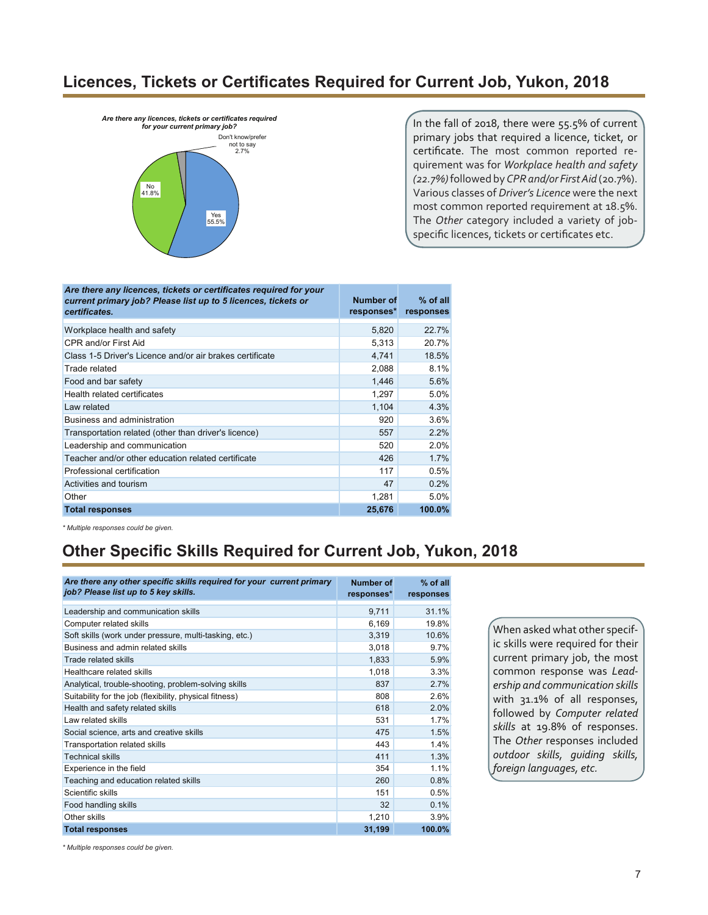## Licences, Tickets or Certificates Required for Current Job, Yukon, 2018

*Are there any licences, tickets or certificates required for your current primary job?*

Don't know/prefer not to say 2.7%

No 41.8%

Yes 55.5%

In the fall of 2018, there were 55.5% of current primary jobs that required a licence, ticket, or certificate. The most common reported requirement was for *Workplace health and safety (22.7%)* followed by *CPR and/or First Aid* (20.7%). Various classes of *Driver's Licence* were the next most common reported requirement at 18.5%. The *Other* category included a variety of job-specific licences, tickets or certificates etc.

| *Are there any licences, tickets or certificates required for your current primary job? Please list up to 5 licences, tickets or certificates.* | Number of responses* | % of all responses |
|---|---|---|
| Workplace health and safety | 5,820 | 22.7% |
| CPR and/or First Aid | 5,313 | 20.7% |
| Class 1-5 Driver's Licence and/or air brakes certificate | 4,741 | 18.5% |
| Trade related | 2,088 | 8.1% |
| Food and bar safety | 1,446 | 5.6% |
| Health related certificates | 1,297 | 5.0% |
| Law related | 1,104 | 4.3% |
| Business and administration | 920 | 3.6% |
| Transportation related (other than driver's licence) | 557 | 2.2% |
| Leadership and communication | 520 | 2.0% |
| Teacher and/or other education related certificate | 426 | 1.7% |
| Professional certification | 117 | 0.5% |
| Activities and tourism | 47 | 0.2% |
| Other | 1,281 | 5.0% |
| **Total responses** | **25,676** | **100.0%** |

*\* Multiple responses could be given.*

## Other Specific Skills Required for Current Job, Yukon, 2018

| *Are there any other specific skills required for your current primary job? Please list up to 5 key skills.* | Number of responses* | % of all responses |
|---|---|---|
| Leadership and communication skills | 9,711 | 31.1% |
| Computer related skills | 6,169 | 19.8% |
| Soft skills (work under pressure, multi-tasking, etc.) | 3,319 | 10.6% |
| Business and admin related skills | 3,018 | 9.7% |
| Trade related skills | 1,833 | 5.9% |
| Healthcare related skills | 1,018 | 3.3% |
| Analytical, trouble-shooting, problem-solving skills | 837 | 2.7% |
| Suitability for the job (flexibility, physical fitness) | 808 | 2.6% |
| Health and safety related skills | 618 | 2.0% |
| Law related skills | 531 | 1.7% |
| Social science, arts and creative skills | 475 | 1.5% |
| Transportation related skills | 443 | 1.4% |
| Technical skills | 411 | 1.3% |
| Experience in the field | 354 | 1.1% |
| Teaching and education related skills | 260 | 0.8% |
| Scientific skills | 151 | 0.5% |
| Food handling skills | 32 | 0.1% |
| Other skills | 1,210 | 3.9% |
| **Total responses** | **31,199** | **100.0%** |

*\* Multiple responses could be given.*

When asked what other specific skills were required for their current primary job, the most common response was *Leadership and communication skills* with 31.1% of all responses, followed by *Computer related skills* at 19.8% of responses. The *Other* responses included *outdoor skills, guiding skills, foreign languages, etc.*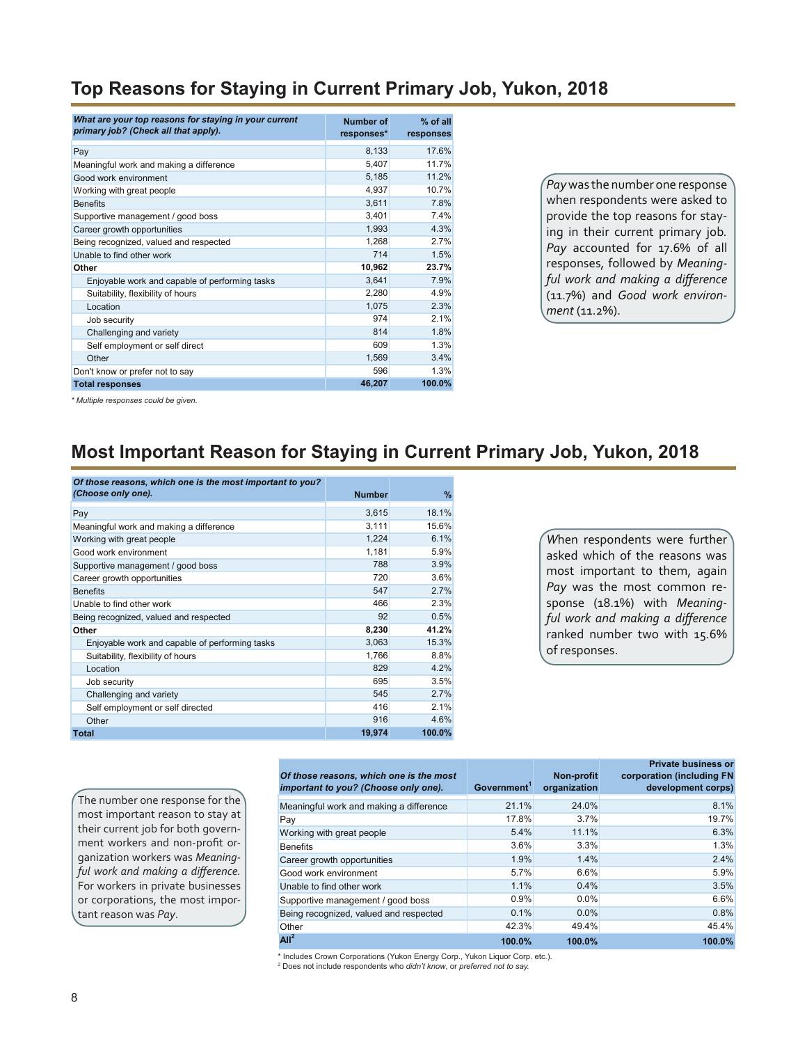## Top Reasons for Staying in Current Primary Job, Yukon, 2018

| *What are your top reasons for staying in your current primary job? (Check all that apply).* | Number of responses* | % of all responses |
|---|---|---|
| Pay | 8,133 | 17.6% |
| Meaningful work and making a difference | 5,407 | 11.7% |
| Good work environment | 5,185 | 11.2% |
| Working with great people | 4,937 | 10.7% |
| Benefits | 3,611 | 7.8% |
| Supportive management / good boss | 3,401 | 7.4% |
| Career growth opportunities | 1,993 | 4.3% |
| Being recognized, valued and respected | 1,268 | 2.7% |
| Unable to find other work | 714 | 1.5% |
| **Other** | **10,962** | **23.7%** |
| Enjoyable work and capable of performing tasks | 3,641 | 7.9% |
| Suitability, flexibility of hours | 2,280 | 4.9% |
| Location | 1,075 | 2.3% |
| Job security | 974 | 2.1% |
| Challenging and variety | 814 | 1.8% |
| Self employment or self direct | 609 | 1.3% |
| Other | 1,569 | 3.4% |
| Don't know or prefer not to say | 596 | 1.3% |
| **Total responses** | **46,207** | **100.0%** |

*\* Multiple responses could be given.*

*Pay* was the number one response when respondents were asked to provide the top reasons for staying in their current primary job. *Pay* accounted for 17.6% of all responses, followed by *Meaningful work and making a difference* (11.7%) and *Good work environment* (11.2%).

## Most Important Reason for Staying in Current Primary Job, Yukon, 2018

| *Of those reasons, which one is the most important to you? (Choose only one).* | Number | % |
|---|---|---|
| Pay | 3,615 | 18.1% |
| Meaningful work and making a difference | 3,111 | 15.6% |
| Working with great people | 1,224 | 6.1% |
| Good work environment | 1,181 | 5.9% |
| Supportive management / good boss | 788 | 3.9% |
| Career growth opportunities | 720 | 3.6% |
| Benefits | 547 | 2.7% |
| Unable to find other work | 466 | 2.3% |
| Being recognized, valued and respected | 92 | 0.5% |
| **Other** | **8,230** | **41.2%** |
| Enjoyable work and capable of performing tasks | 3,063 | 15.3% |
| Suitability, flexibility of hours | 1,766 | 8.8% |
| Location | 829 | 4.2% |
| Job security | 695 | 3.5% |
| Challenging and variety | 545 | 2.7% |
| Self employment or self directed | 416 | 2.1% |
| Other | 916 | 4.6% |
| **Total** | **19,974** | **100.0%** |

When respondents were further asked which of the reasons was most important to them, again *Pay* was the most common response (18.1%) with *Meaningful work and making a difference* ranked number two with 15.6% of responses.

| *Of those reasons, which one is the most important to you? (Choose only one).* | Government[1] | Non-profit organization | Private business or corporation (including FN development corps) |
|---|---|---|---|
| Meaningful work and making a difference | 21.1% | 24.0% | 8.1% |
| Pay | 17.8% | 3.7% | 19.7% |
| Working with great people | 5.4% | 11.1% | 6.3% |
| Benefits | 3.6% | 3.3% | 1.3% |
| Career growth opportunities | 1.9% | 1.4% | 2.4% |
| Good work environment | 5.7% | 6.6% | 5.9% |
| Unable to find other work | 1.1% | 0.4% | 3.5% |
| Supportive management / good boss | 0.9% | 0.0% | 6.6% |
| Being recognized, valued and respected | 0.1% | 0.0% | 0.8% |
| Other | 42.3% | 49.4% | 45.4% |
| **All[2]** | **100.0%** | **100.0%** | **100.0%** |

\* Includes Crown Corporations (Yukon Energy Corp., Yukon Liquor Corp. etc.).
[2] Does not include respondents who *didn't know*, or *preferred not to say.*

The number one response for the most important reason to stay at their current job for both government workers and non-profit organization workers was *Meaningful work and making a difference.* For workers in private businesses or corporations, the most important reason was *Pay*.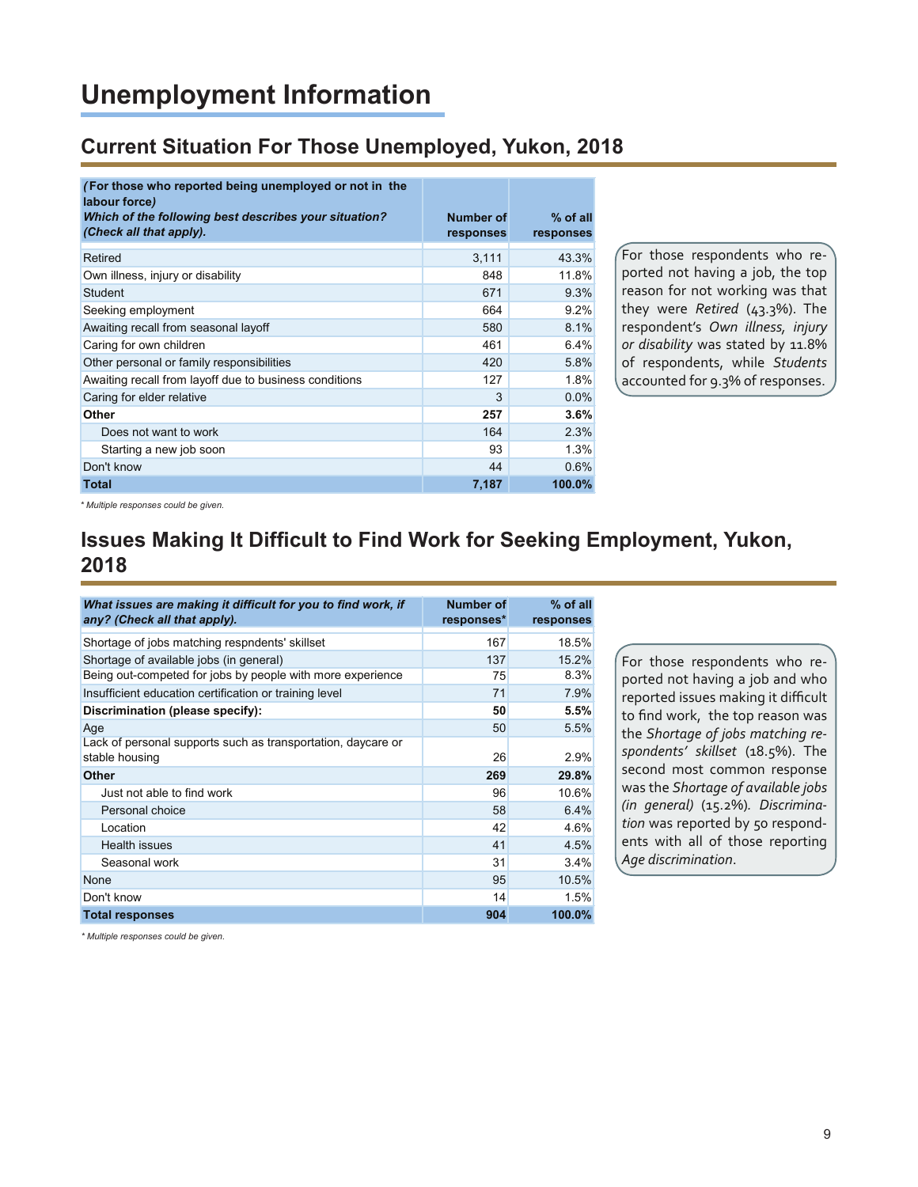# Unemployment Information

## Current Situation For Those Unemployed, Yukon, 2018

| *(For those who reported being unemployed or not in the labour force) Which of the following best describes your situation? (Check all that apply).* | Number of responses | % of all responses |
|---|---|---|
| Retired | 3,111 | 43.3% |
| Own illness, injury or disability | 848 | 11.8% |
| Student | 671 | 9.3% |
| Seeking employment | 664 | 9.2% |
| Awaiting recall from seasonal layoff | 580 | 8.1% |
| Caring for own children | 461 | 6.4% |
| Other personal or family responsibilities | 420 | 5.8% |
| Awaiting recall from layoff due to business conditions | 127 | 1.8% |
| Caring for elder relative | 3 | 0.0% |
| **Other** | **257** | **3.6%** |
| Does not want to work | 164 | 2.3% |
| Starting a new job soon | 93 | 1.3% |
| Don't know | 44 | 0.6% |
| **Total** | **7,187** | **100.0%** |

*\* Multiple responses could be given.*

For those respondents who reported not having a job, the top reason for not working was that they were *Retired* (43.3%). The respondent's *Own illness, injury or disability* was stated by 11.8% of respondents, while *Students* accounted for 9.3% of responses.

## Issues Making It Difficult to Find Work for Seeking Employment, Yukon, 2018

| *What issues are making it difficult for you to find work, if any? (Check all that apply).* | Number of responses* | % of all responses |
|---|---|---|
| Shortage of jobs matching respndents' skillset | 167 | 18.5% |
| Shortage of available jobs (in general) | 137 | 15.2% |
| Being out-competed for jobs by people with more experience | 75 | 8.3% |
| Insufficient education certification or training level | 71 | 7.9% |
| **Discrimination (please specify):** | **50** | **5.5%** |
| Age | 50 | 5.5% |
| Lack of personal supports such as transportation, daycare or stable housing | 26 | 2.9% |
| **Other** | **269** | **29.8%** |
| Just not able to find work | 96 | 10.6% |
| Personal choice | 58 | 6.4% |
| Location | 42 | 4.6% |
| Health issues | 41 | 4.5% |
| Seasonal work | 31 | 3.4% |
| None | 95 | 10.5% |
| Don't know | 14 | 1.5% |
| **Total responses** | **904** | **100.0%** |

*\* Multiple responses could be given.*

For those respondents who reported not having a job and who reported issues making it difficult to find work, the top reason was the *Shortage of jobs matching respondents' skillset* (18.5%). The second most common response was the *Shortage of available jobs (in general)* (15.2%). *Discrimination* was reported by 50 respondents with all of those reporting *Age discrimination*.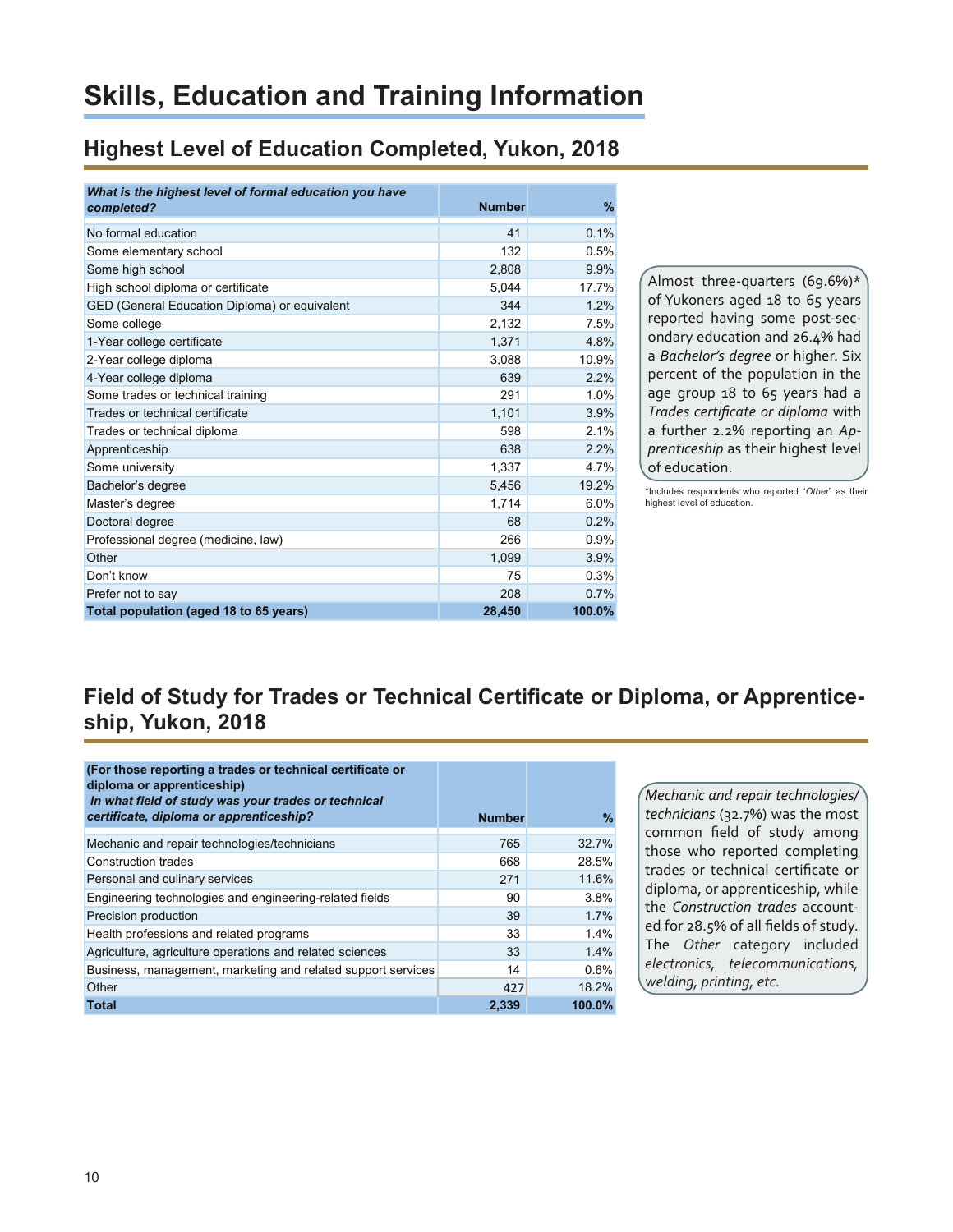# Skills, Education and Training Information

## Highest Level of Education Completed, Yukon, 2018

| *What is the highest level of formal education you have completed?* | Number | % |
|---|---|---|
| No formal education | 41 | 0.1% |
| Some elementary school | 132 | 0.5% |
| Some high school | 2,808 | 9.9% |
| High school diploma or certificate | 5,044 | 17.7% |
| GED (General Education Diploma) or equivalent | 344 | 1.2% |
| Some college | 2,132 | 7.5% |
| 1-Year college certificate | 1,371 | 4.8% |
| 2-Year college diploma | 3,088 | 10.9% |
| 4-Year college diploma | 639 | 2.2% |
| Some trades or technical training | 291 | 1.0% |
| Trades or technical certificate | 1,101 | 3.9% |
| Trades or technical diploma | 598 | 2.1% |
| Apprenticeship | 638 | 2.2% |
| Some university | 1,337 | 4.7% |
| Bachelor's degree | 5,456 | 19.2% |
| Master's degree | 1,714 | 6.0% |
| Doctoral degree | 68 | 0.2% |
| Professional degree (medicine, law) | 266 | 0.9% |
| Other | 1,099 | 3.9% |
| Don't know | 75 | 0.3% |
| Prefer not to say | 208 | 0.7% |
| **Total population (aged 18 to 65 years)** | **28,450** | **100.0%** |

Almost three-quarters (69.6%)* of Yukoners aged 18 to 65 years reported having some post-secondary education and 26.4% had a *Bachelor's degree* or higher. Six percent of the population in the age group 18 to 65 years had a *Trades certificate or diploma* with a further 2.2% reporting an *Apprenticeship* as their highest level of education.

*Includes respondents who reported "*Other*" as their highest level of education.

## Field of Study for Trades or Technical Certificate or Diploma, or Apprenticeship, Yukon, 2018

| **(For those reporting a trades or technical certificate or diploma or apprenticeship)** *In what field of study was your trades or technical certificate, diploma or apprenticeship?* | Number | % |
|---|---|---|
| Mechanic and repair technologies/technicians | 765 | 32.7% |
| Construction trades | 668 | 28.5% |
| Personal and culinary services | 271 | 11.6% |
| Engineering technologies and engineering-related fields | 90 | 3.8% |
| Precision production | 39 | 1.7% |
| Health professions and related programs | 33 | 1.4% |
| Agriculture, agriculture operations and related sciences | 33 | 1.4% |
| Business, management, marketing and related support services | 14 | 0.6% |
| Other | 427 | 18.2% |
| **Total** | **2,339** | **100.0%** |

*Mechanic and repair technologies/technicians* (32.7%) was the most common field of study among those who reported completing trades or technical certificate or diploma, or apprenticeship, while the *Construction trades* accounted for 28.5% of all fields of study. The *Other* category included *electronics, telecommunications, welding, printing, etc.*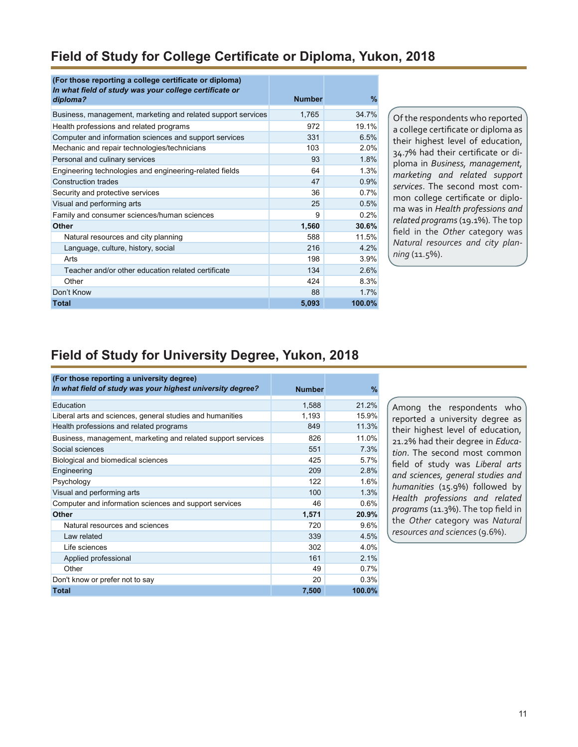## Field of Study for College Certificate or Diploma, Yukon, 2018

| **(For those reporting a college certificate or diploma)** ***In what field of study was your college certificate or diploma?*** | **Number** | **%** |
|---|---|---|
| Business, management, marketing and related support services | 1,765 | 34.7% |
| Health professions and related programs | 972 | 19.1% |
| Computer and information sciences and support services | 331 | 6.5% |
| Mechanic and repair technologies/technicians | 103 | 2.0% |
| Personal and culinary services | 93 | 1.8% |
| Engineering technologies and engineering-related fields | 64 | 1.3% |
| Construction trades | 47 | 0.9% |
| Security and protective services | 36 | 0.7% |
| Visual and performing arts | 25 | 0.5% |
| Family and consumer sciences/human sciences | 9 | 0.2% |
| **Other** | **1,560** | **30.6%** |
| Natural resources and city planning | 588 | 11.5% |
| Language, culture, history, social | 216 | 4.2% |
| Arts | 198 | 3.9% |
| Teacher and/or other education related certificate | 134 | 2.6% |
| Other | 424 | 8.3% |
| Don't Know | 88 | 1.7% |
| **Total** | **5,093** | **100.0%** |

Of the respondents who reported a college certificate or diploma as their highest level of education, 34.7% had their certificate or diploma in *Business, management, marketing and related support services*. The second most common college certificate or diploma was in *Health professions and related programs* (19.1%). The top field in the *Other* category was *Natural resources and city planning* (11.5%).

## Field of Study for University Degree, Yukon, 2018

| **(For those reporting a university degree)** ***In what field of study was your highest university degree?*** | **Number** | **%** |
|---|---|---|
| Education | 1,588 | 21.2% |
| Liberal arts and sciences, general studies and humanities | 1,193 | 15.9% |
| Health professions and related programs | 849 | 11.3% |
| Business, management, marketing and related support services | 826 | 11.0% |
| Social sciences | 551 | 7.3% |
| Biological and biomedical sciences | 425 | 5.7% |
| Engineering | 209 | 2.8% |
| Psychology | 122 | 1.6% |
| Visual and performing arts | 100 | 1.3% |
| Computer and information sciences and support services | 46 | 0.6% |
| **Other** | **1,571** | **20.9%** |
| Natural resources and sciences | 720 | 9.6% |
| Law related | 339 | 4.5% |
| Life sciences | 302 | 4.0% |
| Applied professional | 161 | 2.1% |
| Other | 49 | 0.7% |
| Don't know or prefer not to say | 20 | 0.3% |
| **Total** | **7,500** | **100.0%** |

Among the respondents who reported a university degree as their highest level of education, 21.2% had their degree in *Education*. The second most common field of study was *Liberal arts and sciences, general studies and humanities* (15.9%) followed by *Health professions and related programs* (11.3%). The top field in the *Other* category was *Natural resources and sciences* (9.6%).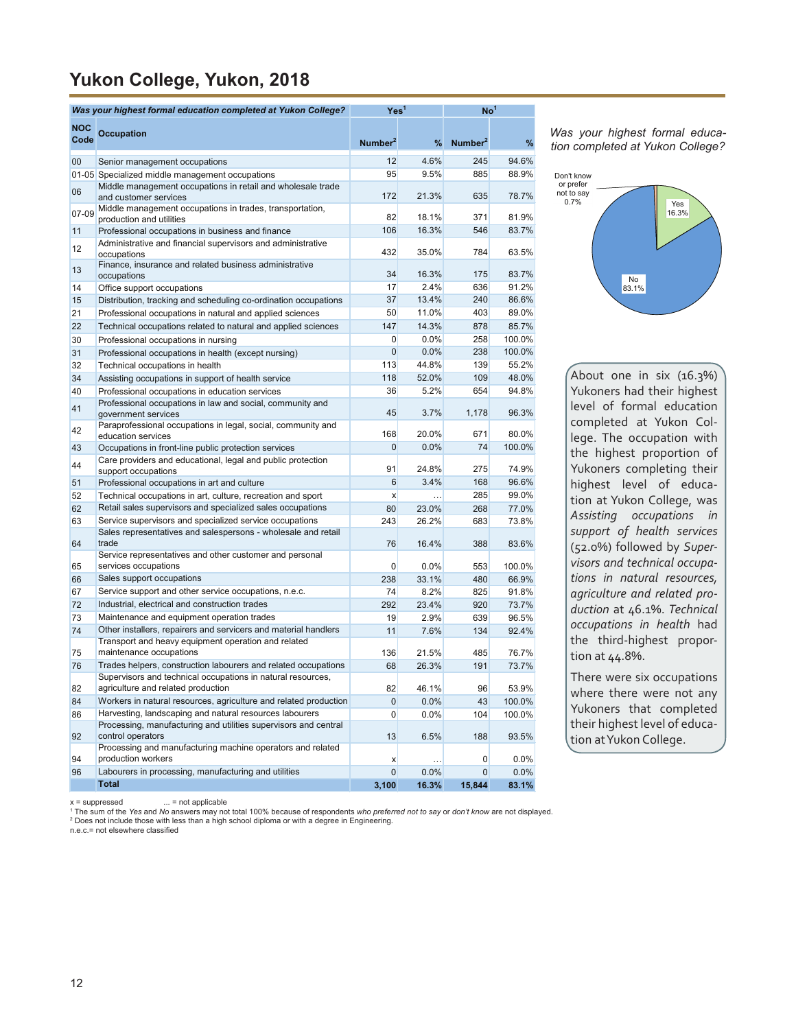# Yukon College, Yukon, 2018

| *Was your highest formal education completed at Yukon College?* | | Yes[1] | | No[1] | |
|---|---|---|---|---|---|
| **NOC Code** | **Occupation** | **Number[2]** | **%** | **Number[2]** | **%** |
| 00 | Senior management occupations | 12 | 4.6% | 245 | 94.6% |
| 01-05 | Specialized middle management occupations | 95 | 9.5% | 885 | 88.9% |
| 06 | Middle management occupations in retail and wholesale trade and customer services | 172 | 21.3% | 635 | 78.7% |
| 07-09 | Middle management occupations in trades, transportation, production and utilities | 82 | 18.1% | 371 | 81.9% |
| 11 | Professional occupations in business and finance | 106 | 16.3% | 546 | 83.7% |
| 12 | Administrative and financial supervisors and administrative occupations | 432 | 35.0% | 784 | 63.5% |
| 13 | Finance, insurance and related business administrative occupations | 34 | 16.3% | 175 | 83.7% |
| 14 | Office support occupations | 17 | 2.4% | 636 | 91.2% |
| 15 | Distribution, tracking and scheduling co-ordination occupations | 37 | 13.4% | 240 | 86.6% |
| 21 | Professional occupations in natural and applied sciences | 50 | 11.0% | 403 | 89.0% |
| 22 | Technical occupations related to natural and applied sciences | 147 | 14.3% | 878 | 85.7% |
| 30 | Professional occupations in nursing | 0 | 0.0% | 258 | 100.0% |
| 31 | Professional occupations in health (except nursing) | 0 | 0.0% | 238 | 100.0% |
| 32 | Technical occupations in health | 113 | 44.8% | 139 | 55.2% |
| 34 | Assisting occupations in support of health service | 118 | 52.0% | 109 | 48.0% |
| 40 | Professional occupations in education services | 36 | 5.2% | 654 | 94.8% |
| 41 | Professional occupations in law and social, community and government services | 45 | 3.7% | 1,178 | 96.3% |
| 42 | Paraprofessional occupations in legal, social, community and education services | 168 | 20.0% | 671 | 80.0% |
| 43 | Occupations in front-line public protection services | 0 | 0.0% | 74 | 100.0% |
| 44 | Care providers and educational, legal and public protection support occupations | 91 | 24.8% | 275 | 74.9% |
| 51 | Professional occupations in art and culture | 6 | 3.4% | 168 | 96.6% |
| 52 | Technical occupations in art, culture, recreation and sport | x | … | 285 | 99.0% |
| 62 | Retail sales supervisors and specialized sales occupations | 80 | 23.0% | 268 | 77.0% |
| 63 | Service supervisors and specialized service occupations | 243 | 26.2% | 683 | 73.8% |
| 64 | Sales representatives and salespersons - wholesale and retail trade | 76 | 16.4% | 388 | 83.6% |
| 65 | Service representatives and other customer and personal services occupations | 0 | 0.0% | 553 | 100.0% |
| 66 | Sales support occupations | 238 | 33.1% | 480 | 66.9% |
| 67 | Service support and other service occupations, n.e.c. | 74 | 8.2% | 825 | 91.8% |
| 72 | Industrial, electrical and construction trades | 292 | 23.4% | 920 | 73.7% |
| 73 | Maintenance and equipment operation trades | 19 | 2.9% | 639 | 96.5% |
| 74 | Other installers, repairers and servicers and material handlers | 11 | 7.6% | 134 | 92.4% |
| 75 | Transport and heavy equipment operation and related maintenance occupations | 136 | 21.5% | 485 | 76.7% |
| 76 | Trades helpers, construction labourers and related occupations | 68 | 26.3% | 191 | 73.7% |
| 82 | Supervisors and technical occupations in natural resources, agriculture and related production | 82 | 46.1% | 96 | 53.9% |
| 84 | Workers in natural resources, agriculture and related production | 0 | 0.0% | 43 | 100.0% |
| 86 | Harvesting, landscaping and natural resources labourers | 0 | 0.0% | 104 | 100.0% |
| 92 | Processing, manufacturing and utilities supervisors and central control operators | 13 | 6.5% | 188 | 93.5% |
| 94 | Processing and manufacturing machine operators and related production workers | x | … | 0 | 0.0% |
| 96 | Labourers in processing, manufacturing and utilities | 0 | 0.0% | 0 | 0.0% |
| | **Total** | **3,100** | **16.3%** | **15,844** | **83.1%** |

x = suppressed ... = not applicable

[1] The sum of the *Yes* and *No* answers may not total 100% because of respondents *who preferred not to say* or *don't know* are not displayed.

[2] Does not include those with less than a high school diploma or with a degree in Engineering.

n.e.c.= not elsewhere classified

*Was your highest formal education completed at Yukon College?*

Don't know or prefer not to say 0.7%; Yes 16.3%; No 83.1%

About one in six (16.3%) Yukoners had their highest level of formal education completed at Yukon College. The occupation with the highest proportion of Yukoners completing their highest level of education at Yukon College, was *Assisting occupations in support of health services* (52.0%) followed by *Supervisors and technical occupations in natural resources, agriculture and related production* at 46.1%. *Technical occupations in health* had the third-highest proportion at 44.8%.

There were six occupations where there were not any Yukoners that completed their highest level of education at Yukon College.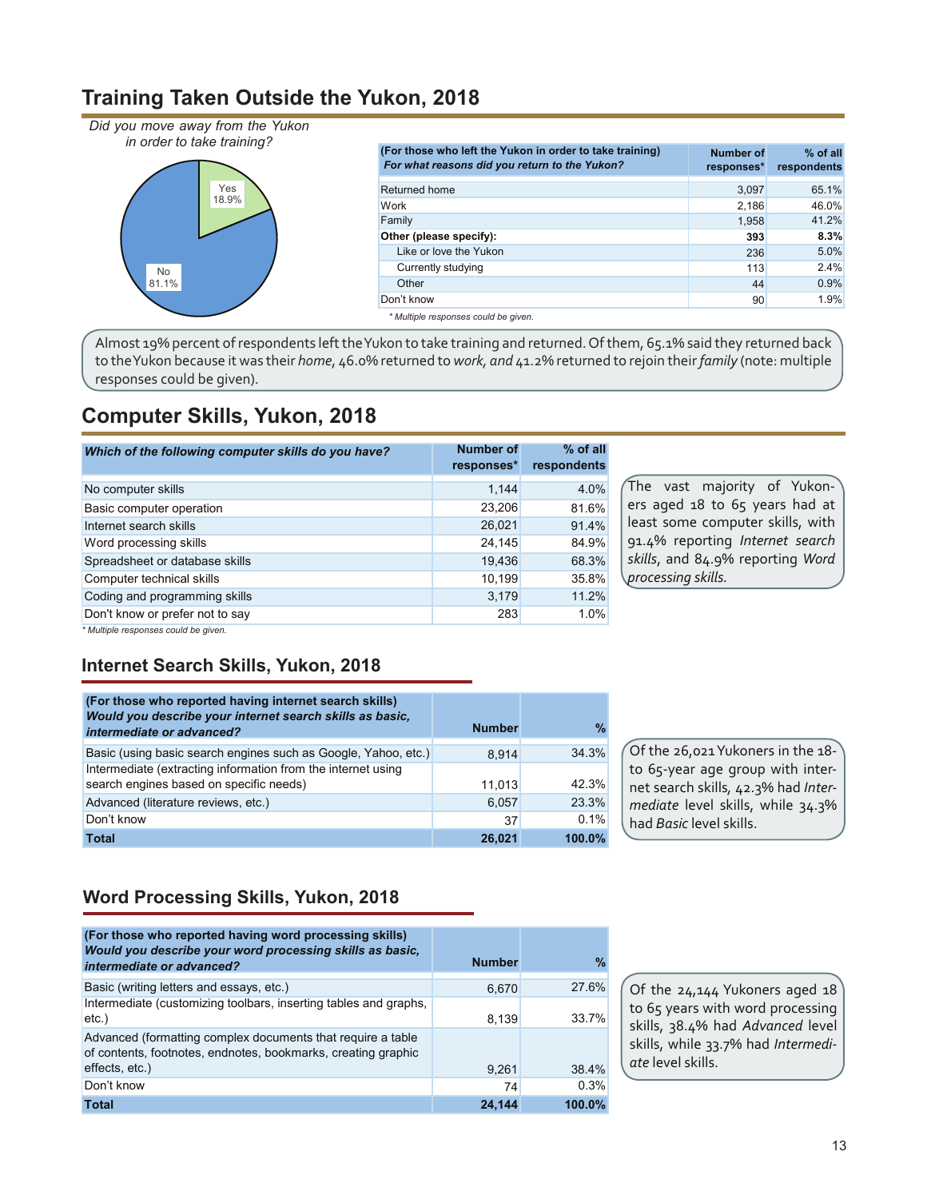## Training Taken Outside the Yukon, 2018

*Did you move away from the Yukon in order to take training?*

Yes 18.9%

No 81.1%

| (For those who left the Yukon in order to take training) *For what reasons did you return to the Yukon?* | Number of responses* | % of all respondents |
|---|---|---|
| Returned home | 3,097 | 65.1% |
| Work | 2,186 | 46.0% |
| Family | 1,958 | 41.2% |
| **Other (please specify):** | **393** | **8.3%** |
| Like or love the Yukon | 236 | 5.0% |
| Currently studying | 113 | 2.4% |
| Other | 44 | 0.9% |
| Don't know | 90 | 1.9% |

*\* Multiple responses could be given.*

Almost 19% percent of respondents left the Yukon to take training and returned. Of them, 65.1% said they returned back to the Yukon because it was their *home*, 46.0% returned to *work, and* 41.2% returned to rejoin their *family* (note: multiple responses could be given).

## Computer Skills, Yukon, 2018

| *Which of the following computer skills do you have?* | Number of responses* | % of all respondents |
|---|---|---|
| No computer skills | 1,144 | 4.0% |
| Basic computer operation | 23,206 | 81.6% |
| Internet search skills | 26,021 | 91.4% |
| Word processing skills | 24,145 | 84.9% |
| Spreadsheet or database skills | 19,436 | 68.3% |
| Computer technical skills | 10,199 | 35.8% |
| Coding and programming skills | 3,179 | 11.2% |
| Don't know or prefer not to say | 283 | 1.0% |

*\* Multiple responses could be given.*

The vast majority of Yukoners aged 18 to 65 years had at least some computer skills, with 91.4% reporting *Internet search skills*, and 84.9% reporting *Word processing skills.*

### Internet Search Skills, Yukon, 2018

| (For those who reported having internet search skills) *Would you describe your internet search skills as basic, intermediate or advanced?* | Number | % |
|---|---|---|
| Basic (using basic search engines such as Google, Yahoo, etc.) | 8,914 | 34.3% |
| Intermediate (extracting information from the internet using search engines based on specific needs) | 11,013 | 42.3% |
| Advanced (literature reviews, etc.) | 6,057 | 23.3% |
| Don't know | 37 | 0.1% |
| **Total** | **26,021** | **100.0%** |

Of the 26,021 Yukoners in the 18- to 65-year age group with internet search skills, 42.3% had *Intermediate* level skills, while 34.3% had *Basic* level skills.

### Word Processing Skills, Yukon, 2018

| (For those who reported having word processing skills) *Would you describe your word processing skills as basic, intermediate or advanced?* | Number | % |
|---|---|---|
| Basic (writing letters and essays, etc.) | 6,670 | 27.6% |
| Intermediate (customizing toolbars, inserting tables and graphs, etc.) | 8,139 | 33.7% |
| Advanced (formatting complex documents that require a table of contents, footnotes, endnotes, bookmarks, creating graphic effects, etc.) | 9,261 | 38.4% |
| Don't know | 74 | 0.3% |
| **Total** | **24,144** | **100.0%** |

Of the 24,144 Yukoners aged 18 to 65 years with word processing skills, 38.4% had *Advanced* level skills, while 33.7% had *Intermediate* level skills.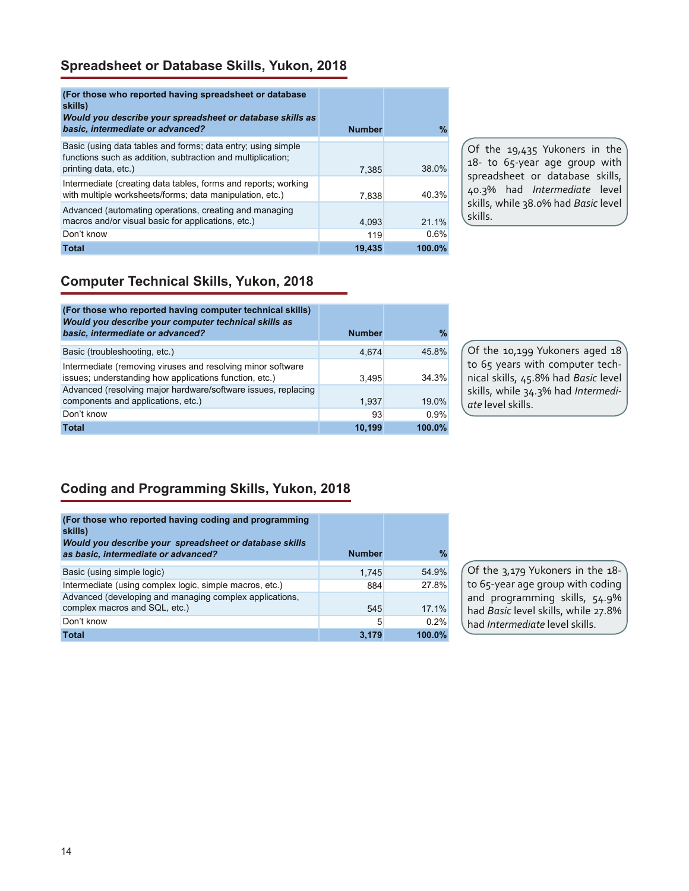## Spreadsheet or Database Skills, Yukon, 2018

| (For those who reported having spreadsheet or database skills) *Would you describe your spreadsheet or database skills as basic, intermediate or advanced?* | Number | % |
|---|---|---|
| Basic (using data tables and forms; data entry; using simple functions such as addition, subtraction and multiplication; printing data, etc.) | 7,385 | 38.0% |
| Intermediate (creating data tables, forms and reports; working with multiple worksheets/forms; data manipulation, etc.) | 7,838 | 40.3% |
| Advanced (automating operations, creating and managing macros and/or visual basic for applications, etc.) | 4,093 | 21.1% |
| Don't know | 119 | 0.6% |
| **Total** | **19,435** | **100.0%** |

Of the 19,435 Yukoners in the 18- to 65-year age group with spreadsheet or database skills, 40.3% had *Intermediate* level skills, while 38.0% had *Basic* level skills.

## Computer Technical Skills, Yukon, 2018

| (For those who reported having computer technical skills) *Would you describe your computer technical skills as basic, intermediate or advanced?* | Number | % |
|---|---|---|
| Basic (troubleshooting, etc.) | 4,674 | 45.8% |
| Intermediate (removing viruses and resolving minor software issues; understanding how applications function, etc.) | 3,495 | 34.3% |
| Advanced (resolving major hardware/software issues, replacing components and applications, etc.) | 1,937 | 19.0% |
| Don't know | 93 | 0.9% |
| **Total** | **10,199** | **100.0%** |

Of the 10,199 Yukoners aged 18 to 65 years with computer technical skills, 45.8% had *Basic* level skills, while 34.3% had *Intermediate* level skills.

## Coding and Programming Skills, Yukon, 2018

| (For those who reported having coding and programming skills) *Would you describe your spreadsheet or database skills as basic, intermediate or advanced?* | Number | % |
|---|---|---|
| Basic (using simple logic) | 1,745 | 54.9% |
| Intermediate (using complex logic, simple macros, etc.) | 884 | 27.8% |
| Advanced (developing and managing complex applications, complex macros and SQL, etc.) | 545 | 17.1% |
| Don't know | 5 | 0.2% |
| **Total** | **3,179** | **100.0%** |

Of the 3,179 Yukoners in the 18- to 65-year age group with coding and programming skills, 54.9% had *Basic* level skills, while 27.8% had *Intermediate* level skills.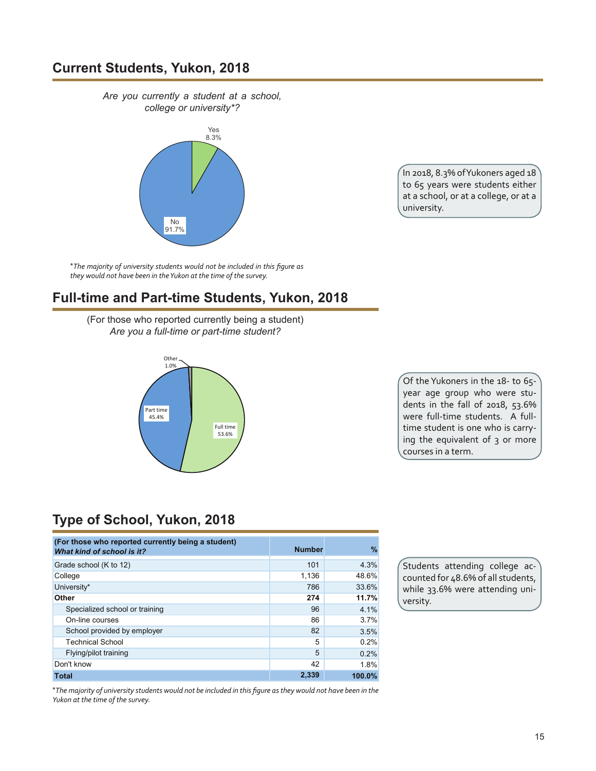## Current Students, Yukon, 2018

*Are you currently a student at a school, college or university*?*

Yes 8.3%

No 91.7%

*The majority of university students would not be included in this figure as they would not have been in the Yukon at the time of the survey.*

In 2018, 8.3% of Yukoners aged 18 to 65 years were students either at a school, or at a college, or at a university.

## Full-time and Part-time Students, Yukon, 2018

(For those who reported currently being a student)
*Are you a full-time or part-time student?*

Other 1.0%

Part time 45.4%

Full time 53.6%

Of the Yukoners in the 18- to 65-year age group who were students in the fall of 2018, 53.6% were full-time students. A full-time student is one who is carrying the equivalent of 3 or more courses in a term.

## Type of School, Yukon, 2018

| **(For those who reported currently being a student)** ***What kind of school is it?*** | **Number** | **%** |
|---|---|---|
| Grade school (K to 12) | 101 | 4.3% |
| College | 1,136 | 48.6% |
| University* | 786 | 33.6% |
| **Other** | **274** | **11.7%** |
| Specialized school or training | 96 | 4.1% |
| On-line courses | 86 | 3.7% |
| School provided by employer | 82 | 3.5% |
| Technical School | 5 | 0.2% |
| Flying/pilot training | 5 | 0.2% |
| Don't know | 42 | 1.8% |
| **Total** | **2,339** | **100.0%** |

*The majority of university students would not be included in this figure as they would not have been in the Yukon at the time of the survey.*

Students attending college accounted for 48.6% of all students, while 33.6% were attending university.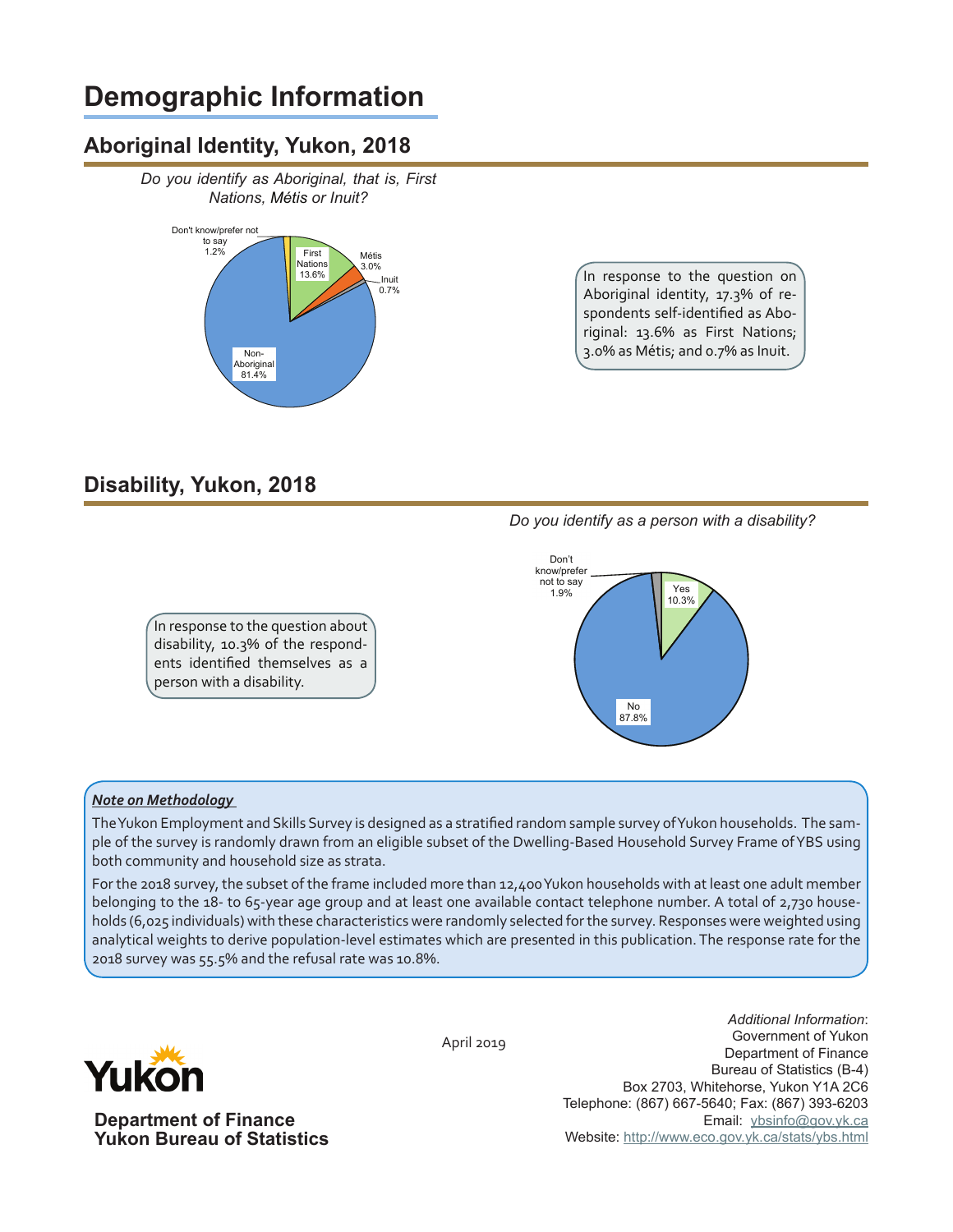# Demographic Information

## Aboriginal Identity, Yukon, 2018

*Do you identify as Aboriginal, that is, First Nations, Métis or Inuit?*

Don't know/prefer not to say 1.2%
First Nations 13.6%
Métis 3.0%
Inuit 0.7%
Non-Aboriginal 81.4%

In response to the question on Aboriginal identity, 17.3% of respondents self-identified as Aboriginal: 13.6% as First Nations; 3.0% as Métis; and 0.7% as Inuit.

## Disability, Yukon, 2018

*Do you identify as a person with a disability?*

Don't know/prefer not to say 1.9%
Yes 10.3%
No 87.8%

In response to the question about disability, 10.3% of the respondents identified themselves as a person with a disability.

***Note on Methodology***

The Yukon Employment and Skills Survey is designed as a stratified random sample survey of Yukon households. The sample of the survey is randomly drawn from an eligible subset of the Dwelling-Based Household Survey Frame of YBS using both community and household size as strata.

For the 2018 survey, the subset of the frame included more than 12,400 Yukon households with at least one adult member belonging to the 18- to 65-year age group and at least one available contact telephone number. A total of 2,730 households (6,025 individuals) with these characteristics were randomly selected for the survey. Responses were weighted using analytical weights to derive population-level estimates which are presented in this publication. The response rate for the 2018 survey was 55.5% and the refusal rate was 10.8%.

Yukon

**Department of Finance**
**Yukon Bureau of Statistics**

April 2019

*Additional Information*:
Government of Yukon
Department of Finance
Bureau of Statistics (B-4)
Box 2703, Whitehorse, Yukon Y1A 2C6
Telephone: (867) 667-5640; Fax: (867) 393-6203
Email: ybsinfo@gov.yk.ca
Website: http://www.eco.gov.yk.ca/stats/ybs.html